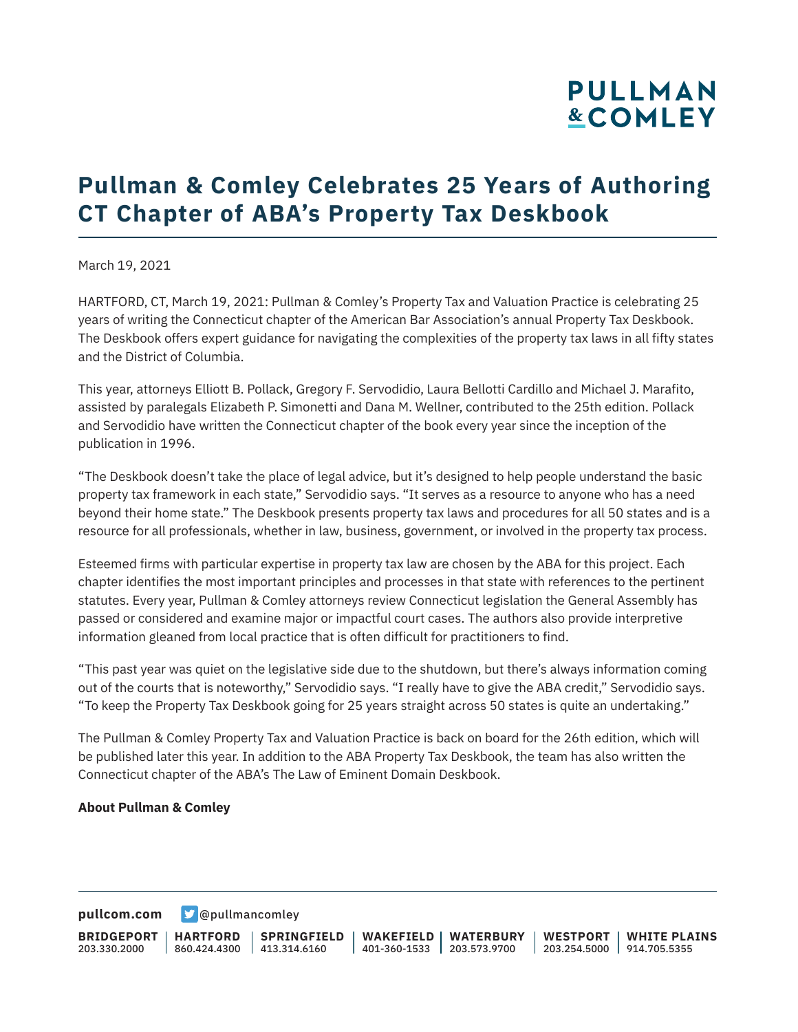# Pullman & Comley Celebrates 25 Years of Authoring CT Chapter of ABA's Property Tax Deskbook

March 19, 2021

HARTFORD, CT, March 19, 2021: Pullman & Comley's Property Tax and Valuation Practice is celebrating 25 years of writing the Connecticut chapter of the American Bar Association's annual Property Tax Deskbook. The Deskbook offers expert guidance for navigating the complexities of the property tax laws in all fifty states and the District of Columbia.

This year, attorneys Elliott B. Pollack, Gregory F. Servodidio, Laura Bellotti Cardillo and Michael J. Marafito, assisted by paralegals Elizabeth P. Simonetti and Dana M. Wellner, contributed to the 25th edition. Pollack and Servodidio have written the Connecticut chapter of the book every year since the inception of the publication in 1996.

"The Deskbook doesn't take the place of legal advice, but it's designed to help people understand the basic property tax framework in each state," Servodidio says. "It serves as a resource to anyone who has a need beyond their home state." The Deskbook presents property tax laws and procedures for all 50 states and is a resource for all professionals, whether in law, business, government, or involved in the property tax process.

Esteemed firms with particular expertise in property tax law are chosen by the ABA for this project. Each chapter identifies the most important principles and processes in that state with references to the pertinent statutes. Every year, Pullman & Comley attorneys review Connecticut legislation the General Assembly has passed or considered and examine major or impactful court cases. The authors also provide interpretive information gleaned from local practice that is often difficult for practitioners to find.

"This past year was quiet on the legislative side due to the shutdown, but there's always information coming out of the courts that is noteworthy," Servodidio says. "I really have to give the ABA credit," Servodidio says. "To keep the Property Tax Deskbook going for 25 years straight across 50 states is quite an undertaking."

The Pullman & Comley Property Tax and Valuation Practice is back on board for the 26th edition, which will be published later this year. In addition to the ABA Property Tax Deskbook, the team has also written the Connecticut chapter of the ABA's The Law of Eminent Domain Deskbook.

**About Pullman & Comley**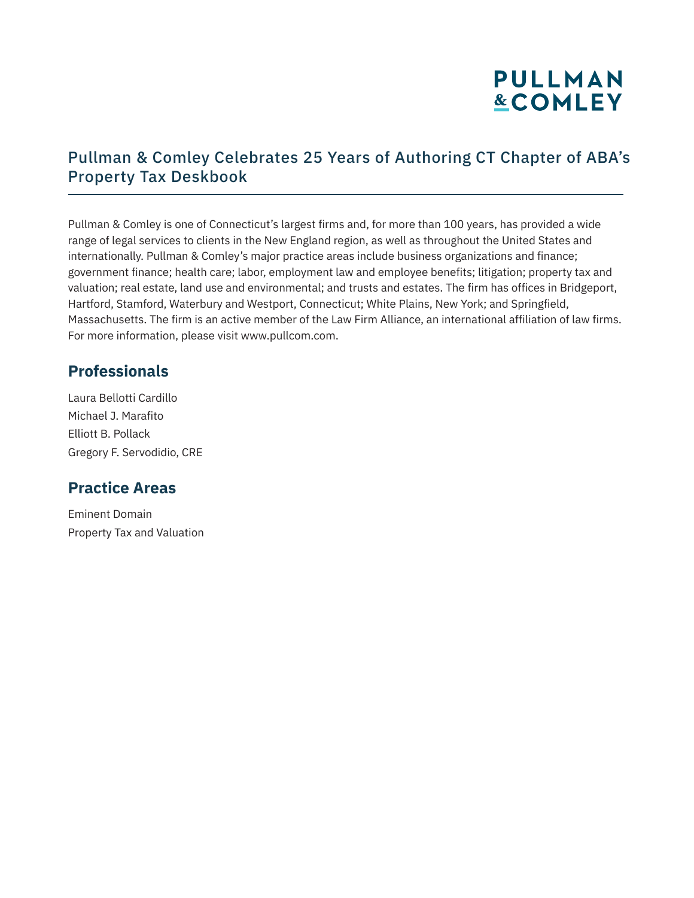# Pullman & Comley Celebrates 25 Years of Authoring CT Chapter of ABA's Property Tax Deskbook

Pullman & Comley is one of Connecticut's largest firms and, for more than 100 years, has provided a wide range of legal services to clients in the New England region, as well as throughout the United States and internationally. Pullman & Comley's major practice areas include business organizations and finance; government finance; health care; labor, employment law and employee benefits; litigation; property tax and valuation; real estate, land use and environmental; and trusts and estates. The firm has offices in Bridgeport, Hartford, Stamford, Waterbury and Westport, Connecticut; White Plains, New York; and Springfield, Massachusetts. The firm is an active member of the Law Firm Alliance, an international affiliation of law firms. For more information, please visit www.pullcom.com.

## Professionals

Laura Bellotti Cardillo
Michael J. Marafito
Elliott B. Pollack
Gregory F. Servodidio, CRE

## Practice Areas

Eminent Domain
Property Tax and Valuation